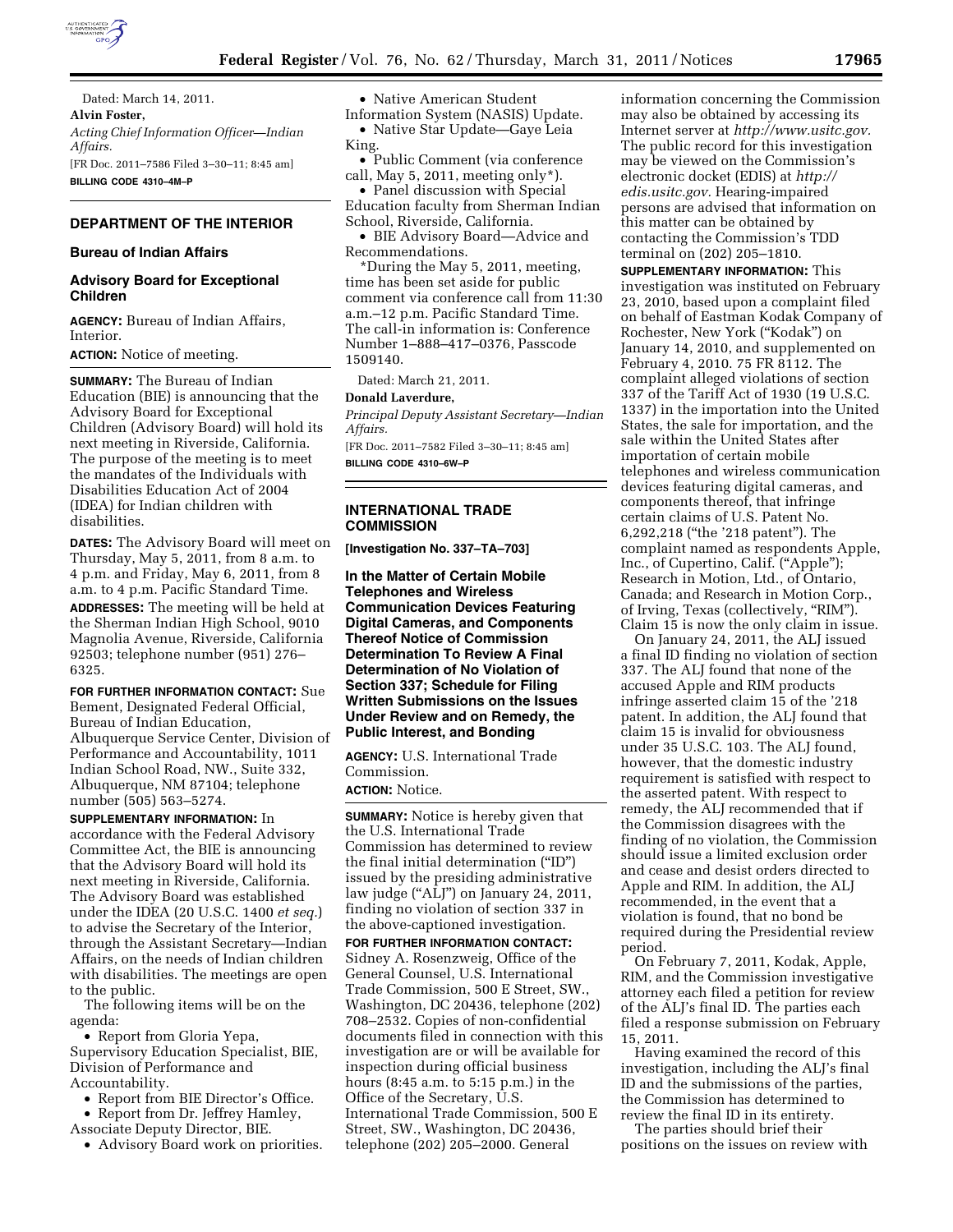Dated: March 14, 2011.

**Alvin Foster,**

*Acting Chief Information Officer—Indian Affairs.*

[FR Doc. 2011–7586 Filed 3–30–11; 8:45 am]

**BILLING CODE 4310–4M–P**

## DEPARTMENT OF THE INTERIOR

### Bureau of Indian Affairs

### Advisory Board for Exceptional Children

**AGENCY:** Bureau of Indian Affairs, Interior.

**ACTION:** Notice of meeting.

**SUMMARY:** The Bureau of Indian Education (BIE) is announcing that the Advisory Board for Exceptional Children (Advisory Board) will hold its next meeting in Riverside, California. The purpose of the meeting is to meet the mandates of the Individuals with Disabilities Education Act of 2004 (IDEA) for Indian children with disabilities.

**DATES:** The Advisory Board will meet on Thursday, May 5, 2011, from 8 a.m. to 4 p.m. and Friday, May 6, 2011, from 8 a.m. to 4 p.m. Pacific Standard Time.

**ADDRESSES:** The meeting will be held at the Sherman Indian High School, 9010 Magnolia Avenue, Riverside, California 92503; telephone number (951) 276–6325.

**FOR FURTHER INFORMATION CONTACT:** Sue Bement, Designated Federal Official, Bureau of Indian Education, Albuquerque Service Center, Division of Performance and Accountability, 1011 Indian School Road, NW., Suite 332, Albuquerque, NM 87104; telephone number (505) 563–5274.

**SUPPLEMENTARY INFORMATION:** In accordance with the Federal Advisory Committee Act, the BIE is announcing that the Advisory Board will hold its next meeting in Riverside, California. The Advisory Board was established under the IDEA (20 U.S.C. 1400 *et seq.*) to advise the Secretary of the Interior, through the Assistant Secretary—Indian Affairs, on the needs of Indian children with disabilities. The meetings are open to the public.

The following items will be on the agenda:

- Report from Gloria Yepa, Supervisory Education Specialist, BIE, Division of Performance and Accountability.
- Report from BIE Director's Office.
- Report from Dr. Jeffrey Hamley, Associate Deputy Director, BIE.
- Advisory Board work on priorities.
- Native American Student Information System (NASIS) Update.
- Native Star Update—Gaye Leia King.
- Public Comment (via conference call, May 5, 2011, meeting only*).
- Panel discussion with Special Education faculty from Sherman Indian School, Riverside, California.
- BIE Advisory Board—Advice and Recommendations.

*During the May 5, 2011, meeting, time has been set aside for public comment via conference call from 11:30 a.m.–12 p.m. Pacific Standard Time. The call-in information is: Conference Number 1–888–417–0376, Passcode 1509140.

Dated: March 21, 2011.

**Donald Laverdure,**

*Principal Deputy Assistant Secretary—Indian Affairs.*

[FR Doc. 2011–7582 Filed 3–30–11; 8:45 am]

**BILLING CODE 4310–6W–P**

## INTERNATIONAL TRADE COMMISSION

**[Investigation No. 337–TA–703]**

### In the Matter of Certain Mobile Telephones and Wireless Communication Devices Featuring Digital Cameras, and Components Thereof Notice of Commission Determination To Review A Final Determination of No Violation of Section 337; Schedule for Filing Written Submissions on the Issues Under Review and on Remedy, the Public Interest, and Bonding

**AGENCY:** U.S. International Trade Commission.

**ACTION:** Notice.

**SUMMARY:** Notice is hereby given that the U.S. International Trade Commission has determined to review the final initial determination ("ID") issued by the presiding administrative law judge ("ALJ") on January 24, 2011, finding no violation of section 337 in the above-captioned investigation.

**FOR FURTHER INFORMATION CONTACT:** Sidney A. Rosenzweig, Office of the General Counsel, U.S. International Trade Commission, 500 E Street, SW., Washington, DC 20436, telephone (202) 708–2532. Copies of non-confidential documents filed in connection with this investigation are or will be available for inspection during official business hours (8:45 a.m. to 5:15 p.m.) in the Office of the Secretary, U.S. International Trade Commission, 500 E Street, SW., Washington, DC 20436, telephone (202) 205–2000. General information concerning the Commission may also be obtained by accessing its Internet server at *http://www.usitc.gov*. The public record for this investigation may be viewed on the Commission's electronic docket (EDIS) at *http://edis.usitc.gov*. Hearing-impaired persons are advised that information on this matter can be obtained by contacting the Commission's TDD terminal on (202) 205–1810.

**SUPPLEMENTARY INFORMATION:** This investigation was instituted on February 23, 2010, based upon a complaint filed on behalf of Eastman Kodak Company of Rochester, New York ("Kodak") on January 14, 2010, and supplemented on February 4, 2010. 75 FR 8112. The complaint alleged violations of section 337 of the Tariff Act of 1930 (19 U.S.C. 1337) in the importation into the United States, the sale for importation, and the sale within the United States after importation of certain mobile telephones and wireless communication devices featuring digital cameras, and components thereof, that infringe certain claims of U.S. Patent No. 6,292,218 ("the '218 patent"). The complaint named as respondents Apple, Inc., of Cupertino, Calif. ("Apple"); Research in Motion, Ltd., of Ontario, Canada; and Research in Motion Corp., of Irving, Texas (collectively, "RIM"). Claim 15 is now the only claim in issue.

On January 24, 2011, the ALJ issued a final ID finding no violation of section 337. The ALJ found that none of the accused Apple and RIM products infringe asserted claim 15 of the '218 patent. In addition, the ALJ found that claim 15 is invalid for obviousness under 35 U.S.C. 103. The ALJ found, however, that the domestic industry requirement is satisfied with respect to the asserted patent. With respect to remedy, the ALJ recommended that if the Commission disagrees with the finding of no violation, the Commission should issue a limited exclusion order and cease and desist orders directed to Apple and RIM. In addition, the ALJ recommended, in the event that a violation is found, that no bond be required during the Presidential review period.

On February 7, 2011, Kodak, Apple, RIM, and the Commission investigative attorney each filed a petition for review of the ALJ's final ID. The parties each filed a response submission on February 15, 2011.

Having examined the record of this investigation, including the ALJ's final ID and the submissions of the parties, the Commission has determined to review the final ID in its entirety.

The parties should brief their positions on the issues on review with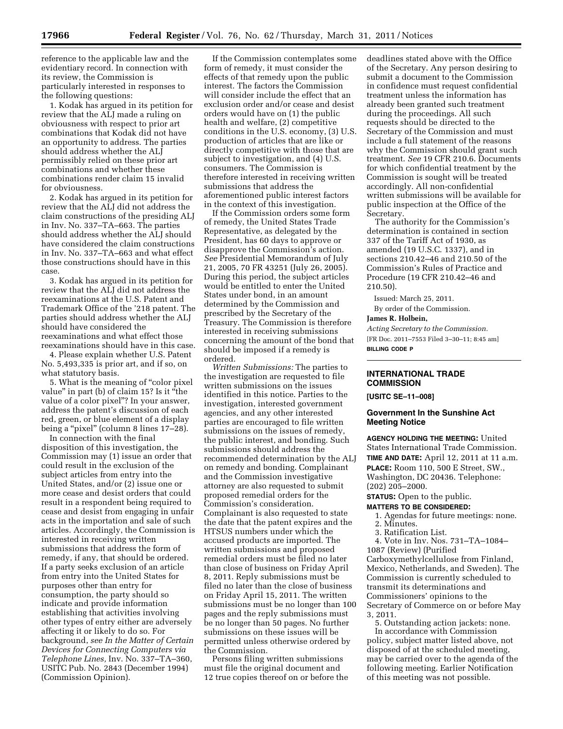reference to the applicable law and the evidentiary record. In connection with its review, the Commission is particularly interested in responses to the following questions:

1. Kodak has argued in its petition for review that the ALJ made a ruling on obviousness with respect to prior art combinations that Kodak did not have an opportunity to address. The parties should address whether the ALJ permissibly relied on these prior art combinations and whether these combinations render claim 15 invalid for obviousness.

2. Kodak has argued in its petition for review that the ALJ did not address the claim constructions of the presiding ALJ in Inv. No. 337–TA–663. The parties should address whether the ALJ should have considered the claim constructions in Inv. No. 337–TA–663 and what effect those constructions should have in this case.

3. Kodak has argued in its petition for review that the ALJ did not address the reexaminations at the U.S. Patent and Trademark Office of the '218 patent. The parties should address whether the ALJ should have considered the reexaminations and what effect those reexaminations should have in this case.

4. Please explain whether U.S. Patent No. 5,493,335 is prior art, and if so, on what statutory basis.

5. What is the meaning of "color pixel value" in part (b) of claim 15? Is it "the value of a color pixel"? In your answer, address the patent's discussion of each red, green, or blue element of a display being a "pixel" (column 8 lines 17–28).

In connection with the final disposition of this investigation, the Commission may (1) issue an order that could result in the exclusion of the subject articles from entry into the United States, and/or (2) issue one or more cease and desist orders that could result in a respondent being required to cease and desist from engaging in unfair acts in the importation and sale of such articles. Accordingly, the Commission is interested in receiving written submissions that address the form of remedy, if any, that should be ordered. If a party seeks exclusion of an article from entry into the United States for purposes other than entry for consumption, the party should so indicate and provide information establishing that activities involving other types of entry either are adversely affecting it or likely to do so. For background, see *In the Matter of Certain Devices for Connecting Computers via Telephone Lines,* Inv. No. 337–TA–360, USITC Pub. No. 2843 (December 1994) (Commission Opinion).

If the Commission contemplates some form of remedy, it must consider the effects of that remedy upon the public interest. The factors the Commission will consider include the effect that an exclusion order and/or cease and desist orders would have on (1) the public health and welfare, (2) competitive conditions in the U.S. economy, (3) U.S. production of articles that are like or directly competitive with those that are subject to investigation, and (4) U.S. consumers. The Commission is therefore interested in receiving written submissions that address the aforementioned public interest factors in the context of this investigation.

If the Commission orders some form of remedy, the United States Trade Representative, as delegated by the President, has 60 days to approve or disapprove the Commission's action. *See* Presidential Memorandum of July 21, 2005, 70 FR 43251 (July 26, 2005). During this period, the subject articles would be entitled to enter the United States under bond, in an amount determined by the Commission and prescribed by the Secretary of the Treasury. The Commission is therefore interested in receiving submissions concerning the amount of the bond that should be imposed if a remedy is ordered.

*Written Submissions:* The parties to the investigation are requested to file written submissions on the issues identified in this notice. Parties to the investigation, interested government agencies, and any other interested parties are encouraged to file written submissions on the issues of remedy, the public interest, and bonding. Such submissions should address the recommended determination by the ALJ on remedy and bonding. Complainant and the Commission investigative attorney are also requested to submit proposed remedial orders for the Commission's consideration. Complainant is also requested to state the date that the patent expires and the HTSUS numbers under which the accused products are imported. The written submissions and proposed remedial orders must be filed no later than close of business on Friday April 8, 2011. Reply submissions must be filed no later than the close of business on Friday April 15, 2011. The written submissions must be no longer than 100 pages and the reply submissions must be no longer than 50 pages. No further submissions on these issues will be permitted unless otherwise ordered by the Commission.

Persons filing written submissions must file the original document and 12 true copies thereof on or before the deadlines stated above with the Office of the Secretary. Any person desiring to submit a document to the Commission in confidence must request confidential treatment unless the information has already been granted such treatment during the proceedings. All such requests should be directed to the Secretary of the Commission and must include a full statement of the reasons why the Commission should grant such treatment. *See* 19 CFR 210.6. Documents for which confidential treatment by the Commission is sought will be treated accordingly. All non-confidential written submissions will be available for public inspection at the Office of the Secretary.

The authority for the Commission's determination is contained in section 337 of the Tariff Act of 1930, as amended (19 U.S.C. 1337), and in sections 210.42–46 and 210.50 of the Commission's Rules of Practice and Procedure (19 CFR 210.42–46 and 210.50).

Issued: March 25, 2011.

By order of the Commission.

**James R. Holbein,**

*Acting Secretary to the Commission.*

[FR Doc. 2011–7553 Filed 3–30–11; 8:45 am]

**BILLING CODE P**

## INTERNATIONAL TRADE COMMISSION

**[USITC SE–11–008]**

### Government In the Sunshine Act Meeting Notice

**AGENCY HOLDING THE MEETING:** United States International Trade Commission.

**TIME AND DATE:** April 12, 2011 at 11 a.m.

**PLACE:** Room 110, 500 E Street, SW., Washington, DC 20436. Telephone: (202) 205–2000.

**STATUS:** Open to the public.

**MATTERS TO BE CONSIDERED:**

1. Agendas for future meetings: none.
2. Minutes.
3. Ratification List.
4. Vote in Inv. Nos. 731–TA–1084–1087 (Review) (Purified Carboxymethylcellulose from Finland, Mexico, Netherlands, and Sweden). The Commission is currently scheduled to transmit its determinations and Commissioners' opinions to the Secretary of Commerce on or before May 3, 2011.
5. Outstanding action jackets: none.

In accordance with Commission policy, subject matter listed above, not disposed of at the scheduled meeting, may be carried over to the agenda of the following meeting. Earlier Notification of this meeting was not possible.